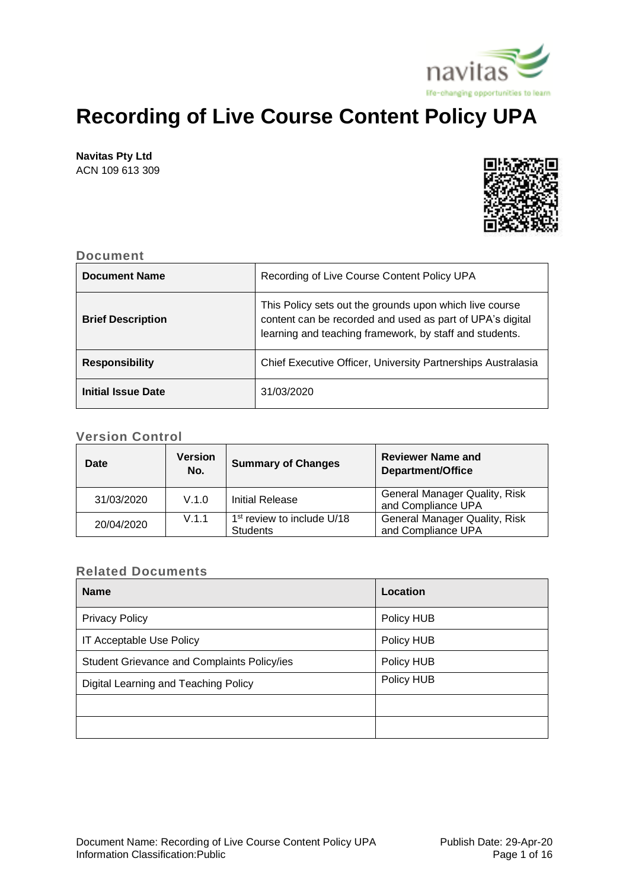# Recording of Live Course Content Policy UPA

**Navitas Pty Ltd**
ACN 109 613 309

## Document

| **Document Name** | Recording of Live Course Content Policy UPA |
|---|---|
| **Brief Description** | This Policy sets out the grounds upon which live course content can be recorded and used as part of UPA's digital learning and teaching framework, by staff and students. |
| **Responsibility** | Chief Executive Officer, University Partnerships Australasia |
| **Initial Issue Date** | 31/03/2020 |

## Version Control

| Date | Version No. | Summary of Changes | Reviewer Name and Department/Office |
|---|---|---|---|
| 31/03/2020 | V.1.0 | Initial Release | General Manager Quality, Risk and Compliance UPA |
| 20/04/2020 | V.1.1 | 1st review to include U/18 Students | General Manager Quality, Risk and Compliance UPA |

## Related Documents

| Name | Location |
|---|---|
| Privacy Policy | Policy HUB |
| IT Acceptable Use Policy | Policy HUB |
| Student Grievance and Complaints Policy/ies | Policy HUB |
| Digital Learning and Teaching Policy | Policy HUB |
| | |
| | |

Document Name: Recording of Live Course Content Policy UPA
Information Classification:Public

Publish Date: 29-Apr-20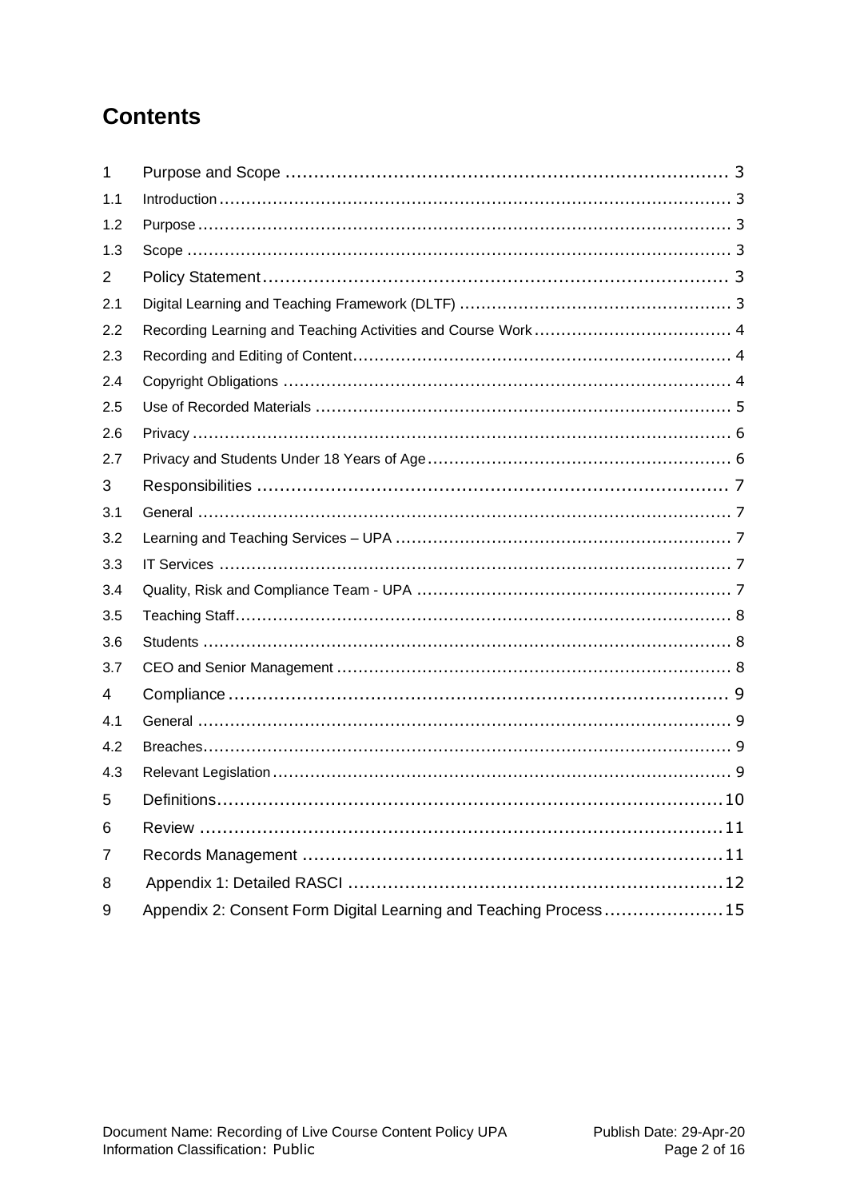# Contents

| | | |
|---|---|---|
| 1 | Purpose and Scope | 3 |
| 1.1 | Introduction | 3 |
| 1.2 | Purpose | 3 |
| 1.3 | Scope | 3 |
| 2 | Policy Statement | 3 |
| 2.1 | Digital Learning and Teaching Framework (DLTF) | 3 |
| 2.2 | Recording Learning and Teaching Activities and Course Work | 4 |
| 2.3 | Recording and Editing of Content | 4 |
| 2.4 | Copyright Obligations | 4 |
| 2.5 | Use of Recorded Materials | 5 |
| 2.6 | Privacy | 6 |
| 2.7 | Privacy and Students Under 18 Years of Age | 6 |
| 3 | Responsibilities | 7 |
| 3.1 | General | 7 |
| 3.2 | Learning and Teaching Services – UPA | 7 |
| 3.3 | IT Services | 7 |
| 3.4 | Quality, Risk and Compliance Team - UPA | 7 |
| 3.5 | Teaching Staff | 8 |
| 3.6 | Students | 8 |
| 3.7 | CEO and Senior Management | 8 |
| 4 | Compliance | 9 |
| 4.1 | General | 9 |
| 4.2 | Breaches | 9 |
| 4.3 | Relevant Legislation | 9 |
| 5 | Definitions | 10 |
| 6 | Review | 11 |
| 7 | Records Management | 11 |
| 8 | Appendix 1: Detailed RASCI | 12 |
| 9 | Appendix 2: Consent Form Digital Learning and Teaching Process | 15 |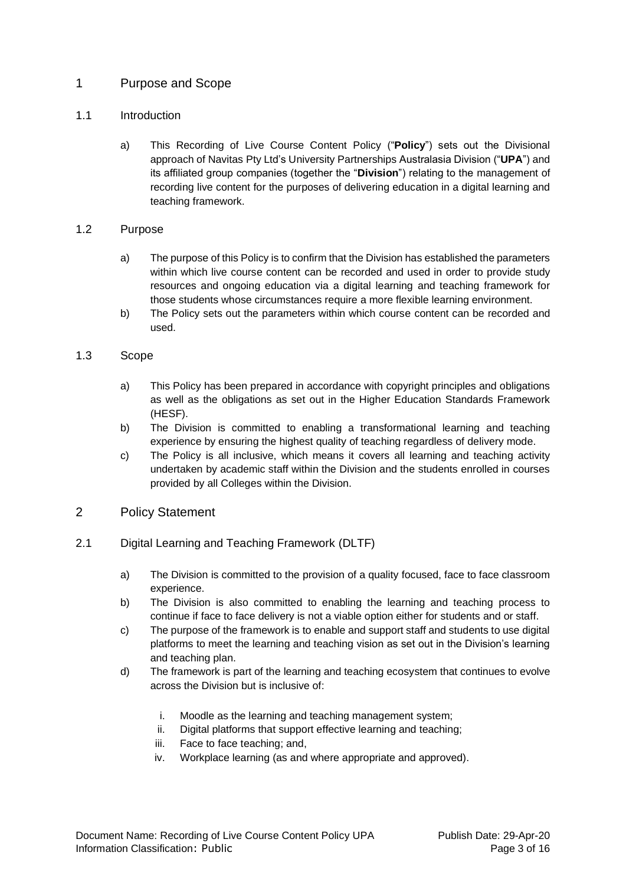# 1 Purpose and Scope

## 1.1 Introduction

a) This Recording of Live Course Content Policy ("**Policy**") sets out the Divisional approach of Navitas Pty Ltd's University Partnerships Australasia Division ("**UPA**") and its affiliated group companies (together the "**Division**") relating to the management of recording live content for the purposes of delivering education in a digital learning and teaching framework.

## 1.2 Purpose

a) The purpose of this Policy is to confirm that the Division has established the parameters within which live course content can be recorded and used in order to provide study resources and ongoing education via a digital learning and teaching framework for those students whose circumstances require a more flexible learning environment.

b) The Policy sets out the parameters within which course content can be recorded and used.

## 1.3 Scope

a) This Policy has been prepared in accordance with copyright principles and obligations as well as the obligations as set out in the Higher Education Standards Framework (HESF).

b) The Division is committed to enabling a transformational learning and teaching experience by ensuring the highest quality of teaching regardless of delivery mode.

c) The Policy is all inclusive, which means it covers all learning and teaching activity undertaken by academic staff within the Division and the students enrolled in courses provided by all Colleges within the Division.

# 2 Policy Statement

## 2.1 Digital Learning and Teaching Framework (DLTF)

a) The Division is committed to the provision of a quality focused, face to face classroom experience.

b) The Division is also committed to enabling the learning and teaching process to continue if face to face delivery is not a viable option either for students and or staff.

c) The purpose of the framework is to enable and support staff and students to use digital platforms to meet the learning and teaching vision as set out in the Division's learning and teaching plan.

d) The framework is part of the learning and teaching ecosystem that continues to evolve across the Division but is inclusive of:

   i. Moodle as the learning and teaching management system;
   ii. Digital platforms that support effective learning and teaching;
   iii. Face to face teaching; and,
   iv. Workplace learning (as and where appropriate and approved).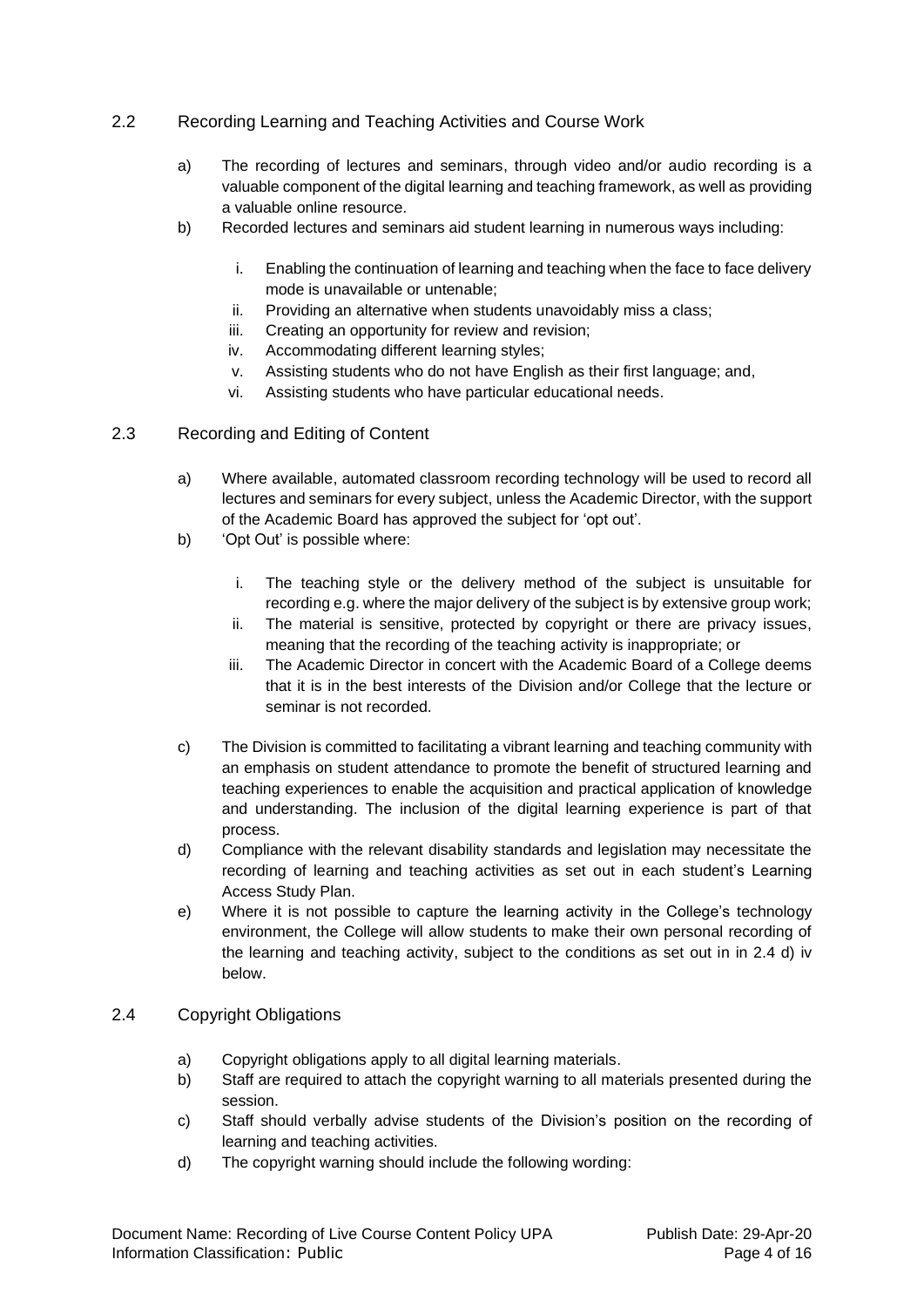## 2.2 Recording Learning and Teaching Activities and Course Work

a) The recording of lectures and seminars, through video and/or audio recording is a valuable component of the digital learning and teaching framework, as well as providing a valuable online resource.

b) Recorded lectures and seminars aid student learning in numerous ways including:

   i. Enabling the continuation of learning and teaching when the face to face delivery mode is unavailable or untenable;
   ii. Providing an alternative when students unavoidably miss a class;
   iii. Creating an opportunity for review and revision;
   iv. Accommodating different learning styles;
   v. Assisting students who do not have English as their first language; and,
   vi. Assisting students who have particular educational needs.

## 2.3 Recording and Editing of Content

a) Where available, automated classroom recording technology will be used to record all lectures and seminars for every subject, unless the Academic Director, with the support of the Academic Board has approved the subject for 'opt out'.

b) 'Opt Out' is possible where:

   i. The teaching style or the delivery method of the subject is unsuitable for recording e.g. where the major delivery of the subject is by extensive group work;
   ii. The material is sensitive, protected by copyright or there are privacy issues, meaning that the recording of the teaching activity is inappropriate; or
   iii. The Academic Director in concert with the Academic Board of a College deems that it is in the best interests of the Division and/or College that the lecture or seminar is not recorded.

c) The Division is committed to facilitating a vibrant learning and teaching community with an emphasis on student attendance to promote the benefit of structured learning and teaching experiences to enable the acquisition and practical application of knowledge and understanding. The inclusion of the digital learning experience is part of that process.

d) Compliance with the relevant disability standards and legislation may necessitate the recording of learning and teaching activities as set out in each student's Learning Access Study Plan.

e) Where it is not possible to capture the learning activity in the College's technology environment, the College will allow students to make their own personal recording of the learning and teaching activity, subject to the conditions as set out in in 2.4 d) iv below.

## 2.4 Copyright Obligations

a) Copyright obligations apply to all digital learning materials.

b) Staff are required to attach the copyright warning to all materials presented during the session.

c) Staff should verbally advise students of the Division's position on the recording of learning and teaching activities.

d) The copyright warning should include the following wording: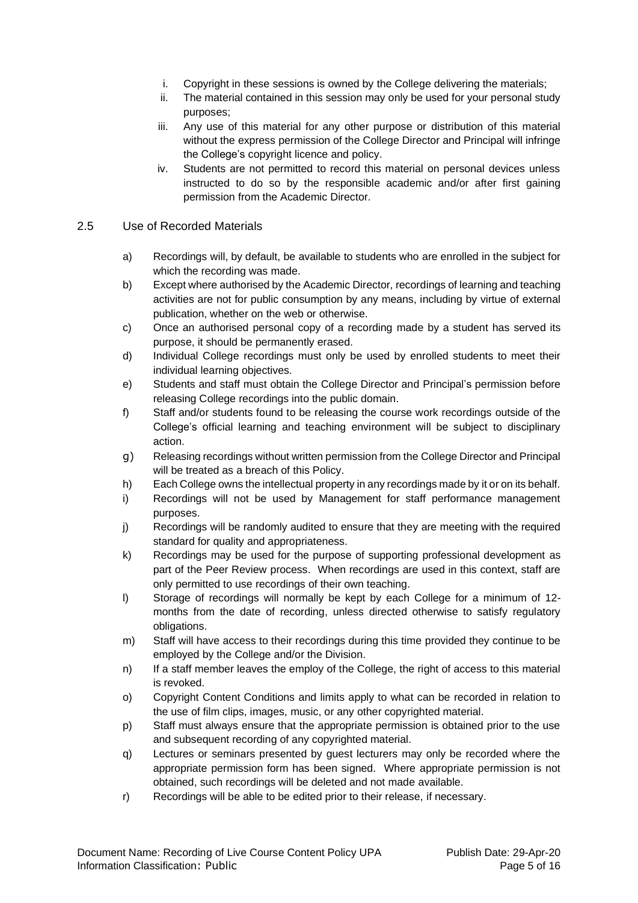i. Copyright in these sessions is owned by the College delivering the materials;
ii. The material contained in this session may only be used for your personal study purposes;
iii. Any use of this material for any other purpose or distribution of this material without the express permission of the College Director and Principal will infringe the College's copyright licence and policy.
iv. Students are not permitted to record this material on personal devices unless instructed to do so by the responsible academic and/or after first gaining permission from the Academic Director.

## 2.5 Use of Recorded Materials

a) Recordings will, by default, be available to students who are enrolled in the subject for which the recording was made.

b) Except where authorised by the Academic Director, recordings of learning and teaching activities are not for public consumption by any means, including by virtue of external publication, whether on the web or otherwise.

c) Once an authorised personal copy of a recording made by a student has served its purpose, it should be permanently erased.

d) Individual College recordings must only be used by enrolled students to meet their individual learning objectives.

e) Students and staff must obtain the College Director and Principal's permission before releasing College recordings into the public domain.

f) Staff and/or students found to be releasing the course work recordings outside of the College's official learning and teaching environment will be subject to disciplinary action.

g) Releasing recordings without written permission from the College Director and Principal will be treated as a breach of this Policy.

h) Each College owns the intellectual property in any recordings made by it or on its behalf.

i) Recordings will not be used by Management for staff performance management purposes.

j) Recordings will be randomly audited to ensure that they are meeting with the required standard for quality and appropriateness.

k) Recordings may be used for the purpose of supporting professional development as part of the Peer Review process. When recordings are used in this context, staff are only permitted to use recordings of their own teaching.

l) Storage of recordings will normally be kept by each College for a minimum of 12-months from the date of recording, unless directed otherwise to satisfy regulatory obligations.

m) Staff will have access to their recordings during this time provided they continue to be employed by the College and/or the Division.

n) If a staff member leaves the employ of the College, the right of access to this material is revoked.

o) Copyright Content Conditions and limits apply to what can be recorded in relation to the use of film clips, images, music, or any other copyrighted material.

p) Staff must always ensure that the appropriate permission is obtained prior to the use and subsequent recording of any copyrighted material.

q) Lectures or seminars presented by guest lecturers may only be recorded where the appropriate permission form has been signed. Where appropriate permission is not obtained, such recordings will be deleted and not made available.

r) Recordings will be able to be edited prior to their release, if necessary.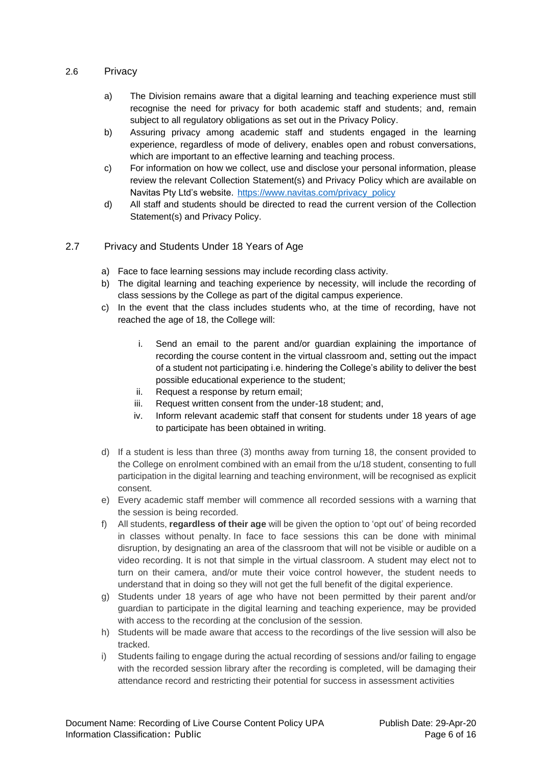## 2.6 Privacy

a) The Division remains aware that a digital learning and teaching experience must still recognise the need for privacy for both academic staff and students; and, remain subject to all regulatory obligations as set out in the Privacy Policy.

b) Assuring privacy among academic staff and students engaged in the learning experience, regardless of mode of delivery, enables open and robust conversations, which are important to an effective learning and teaching process.

c) For information on how we collect, use and disclose your personal information, please review the relevant Collection Statement(s) and Privacy Policy which are available on Navitas Pty Ltd's website. [https://www.navitas.com/privacy_policy](https://www.navitas.com/privacy_policy)

d) All staff and students should be directed to read the current version of the Collection Statement(s) and Privacy Policy.

## 2.7 Privacy and Students Under 18 Years of Age

a) Face to face learning sessions may include recording class activity.

b) The digital learning and teaching experience by necessity, will include the recording of class sessions by the College as part of the digital campus experience.

c) In the event that the class includes students who, at the time of recording, have not reached the age of 18, the College will:

   i. Send an email to the parent and/or guardian explaining the importance of recording the course content in the virtual classroom and, setting out the impact of a student not participating i.e. hindering the College's ability to deliver the best possible educational experience to the student;

   ii. Request a response by return email;

   iii. Request written consent from the under-18 student; and,

   iv. Inform relevant academic staff that consent for students under 18 years of age to participate has been obtained in writing.

d) If a student is less than three (3) months away from turning 18, the consent provided to the College on enrolment combined with an email from the u/18 student, consenting to full participation in the digital learning and teaching environment, will be recognised as explicit consent.

e) Every academic staff member will commence all recorded sessions with a warning that the session is being recorded.

f) All students, **regardless of their age** will be given the option to 'opt out' of being recorded in classes without penalty. In face to face sessions this can be done with minimal disruption, by designating an area of the classroom that will not be visible or audible on a video recording. It is not that simple in the virtual classroom. A student may elect not to turn on their camera, and/or mute their voice control however, the student needs to understand that in doing so they will not get the full benefit of the digital experience.

g) Students under 18 years of age who have not been permitted by their parent and/or guardian to participate in the digital learning and teaching experience, may be provided with access to the recording at the conclusion of the session.

h) Students will be made aware that access to the recordings of the live session will also be tracked.

i) Students failing to engage during the actual recording of sessions and/or failing to engage with the recorded session library after the recording is completed, will be damaging their attendance record and restricting their potential for success in assessment activities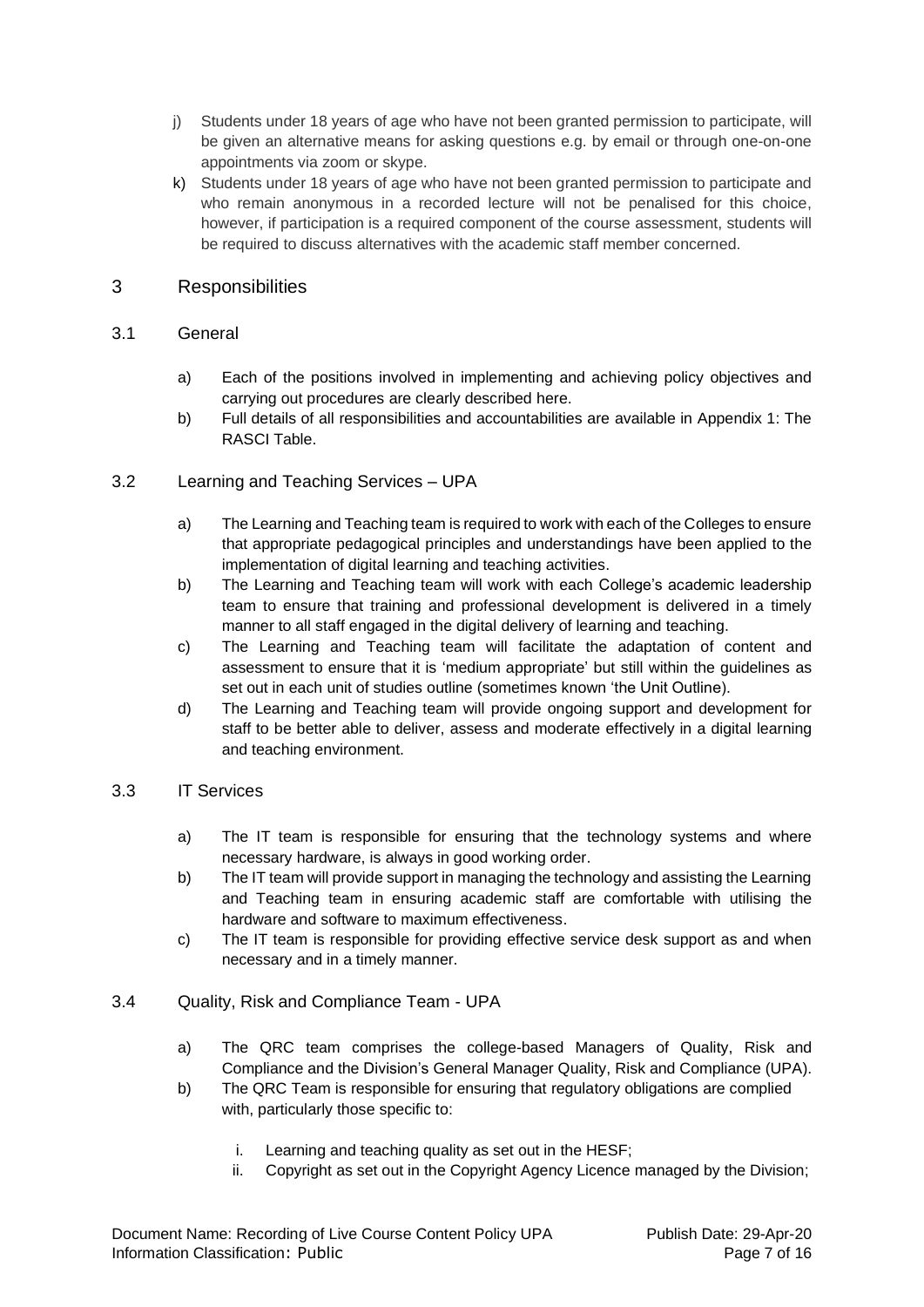j) Students under 18 years of age who have not been granted permission to participate, will be given an alternative means for asking questions e.g. by email or through one-on-one appointments via zoom or skype.

k) Students under 18 years of age who have not been granted permission to participate and who remain anonymous in a recorded lecture will not be penalised for this choice, however, if participation is a required component of the course assessment, students will be required to discuss alternatives with the academic staff member concerned.

## 3 Responsibilities

### 3.1 General

a) Each of the positions involved in implementing and achieving policy objectives and carrying out procedures are clearly described here.

b) Full details of all responsibilities and accountabilities are available in Appendix 1: The RASCI Table.

### 3.2 Learning and Teaching Services – UPA

a) The Learning and Teaching team is required to work with each of the Colleges to ensure that appropriate pedagogical principles and understandings have been applied to the implementation of digital learning and teaching activities.

b) The Learning and Teaching team will work with each College's academic leadership team to ensure that training and professional development is delivered in a timely manner to all staff engaged in the digital delivery of learning and teaching.

c) The Learning and Teaching team will facilitate the adaptation of content and assessment to ensure that it is 'medium appropriate' but still within the guidelines as set out in each unit of studies outline (sometimes known 'the Unit Outline).

d) The Learning and Teaching team will provide ongoing support and development for staff to be better able to deliver, assess and moderate effectively in a digital learning and teaching environment.

### 3.3 IT Services

a) The IT team is responsible for ensuring that the technology systems and where necessary hardware, is always in good working order.

b) The IT team will provide support in managing the technology and assisting the Learning and Teaching team in ensuring academic staff are comfortable with utilising the hardware and software to maximum effectiveness.

c) The IT team is responsible for providing effective service desk support as and when necessary and in a timely manner.

### 3.4 Quality, Risk and Compliance Team - UPA

a) The QRC team comprises the college-based Managers of Quality, Risk and Compliance and the Division's General Manager Quality, Risk and Compliance (UPA).

b) The QRC Team is responsible for ensuring that regulatory obligations are complied with, particularly those specific to:

   i. Learning and teaching quality as set out in the HESF;
   ii. Copyright as set out in the Copyright Agency Licence managed by the Division;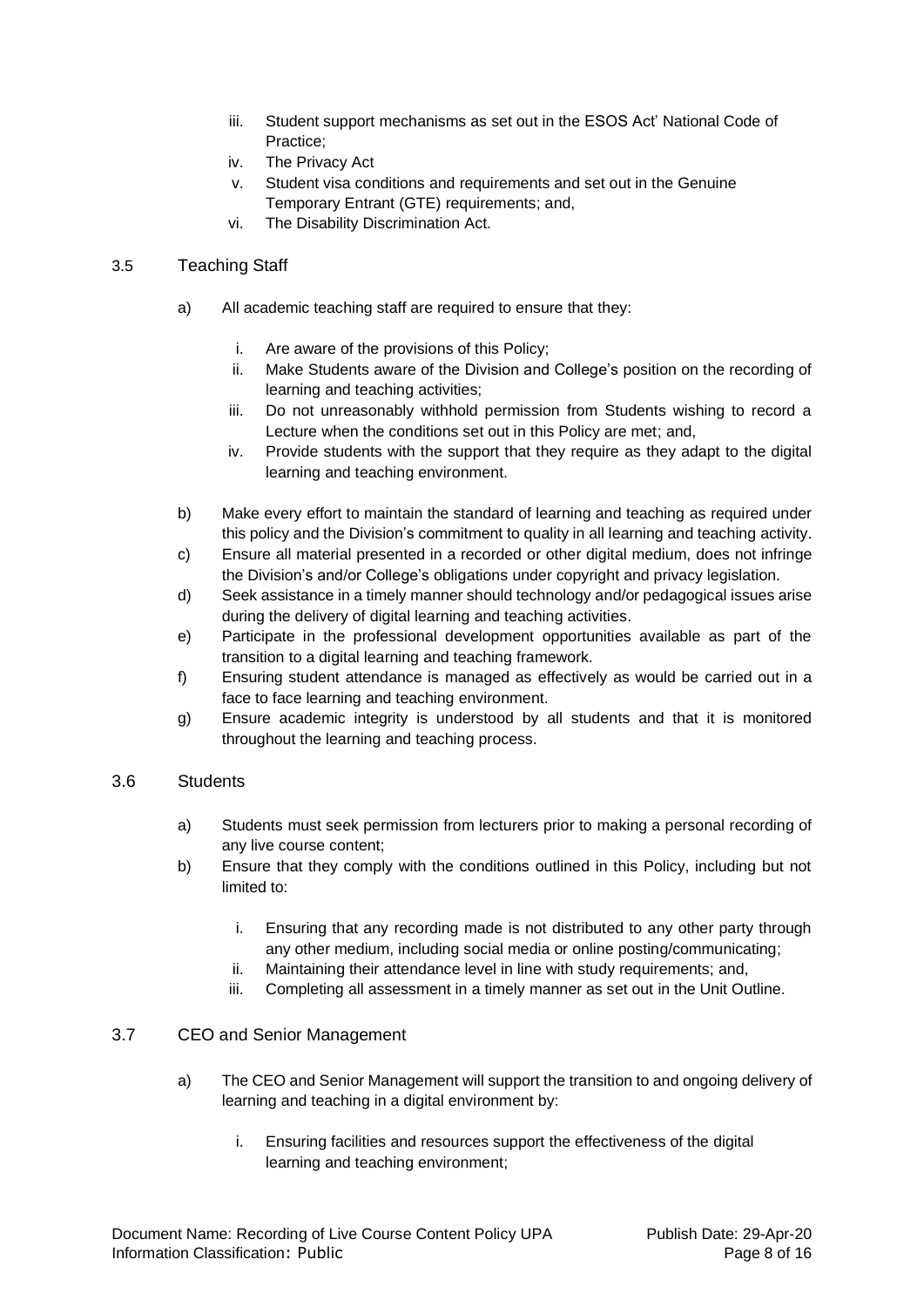iii. Student support mechanisms as set out in the ESOS Act' National Code of Practice;
iv. The Privacy Act
v. Student visa conditions and requirements and set out in the Genuine Temporary Entrant (GTE) requirements; and,
vi. The Disability Discrimination Act.

### 3.5 Teaching Staff

a) All academic teaching staff are required to ensure that they:

   i. Are aware of the provisions of this Policy;
   ii. Make Students aware of the Division and College's position on the recording of learning and teaching activities;
   iii. Do not unreasonably withhold permission from Students wishing to record a Lecture when the conditions set out in this Policy are met; and,
   iv. Provide students with the support that they require as they adapt to the digital learning and teaching environment.

b) Make every effort to maintain the standard of learning and teaching as required under this policy and the Division's commitment to quality in all learning and teaching activity.

c) Ensure all material presented in a recorded or other digital medium, does not infringe the Division's and/or College's obligations under copyright and privacy legislation.

d) Seek assistance in a timely manner should technology and/or pedagogical issues arise during the delivery of digital learning and teaching activities.

e) Participate in the professional development opportunities available as part of the transition to a digital learning and teaching framework.

f) Ensuring student attendance is managed as effectively as would be carried out in a face to face learning and teaching environment.

g) Ensure academic integrity is understood by all students and that it is monitored throughout the learning and teaching process.

### 3.6 Students

a) Students must seek permission from lecturers prior to making a personal recording of any live course content;

b) Ensure that they comply with the conditions outlined in this Policy, including but not limited to:

   i. Ensuring that any recording made is not distributed to any other party through any other medium, including social media or online posting/communicating;
   ii. Maintaining their attendance level in line with study requirements; and,
   iii. Completing all assessment in a timely manner as set out in the Unit Outline.

### 3.7 CEO and Senior Management

a) The CEO and Senior Management will support the transition to and ongoing delivery of learning and teaching in a digital environment by:

   i. Ensuring facilities and resources support the effectiveness of the digital learning and teaching environment;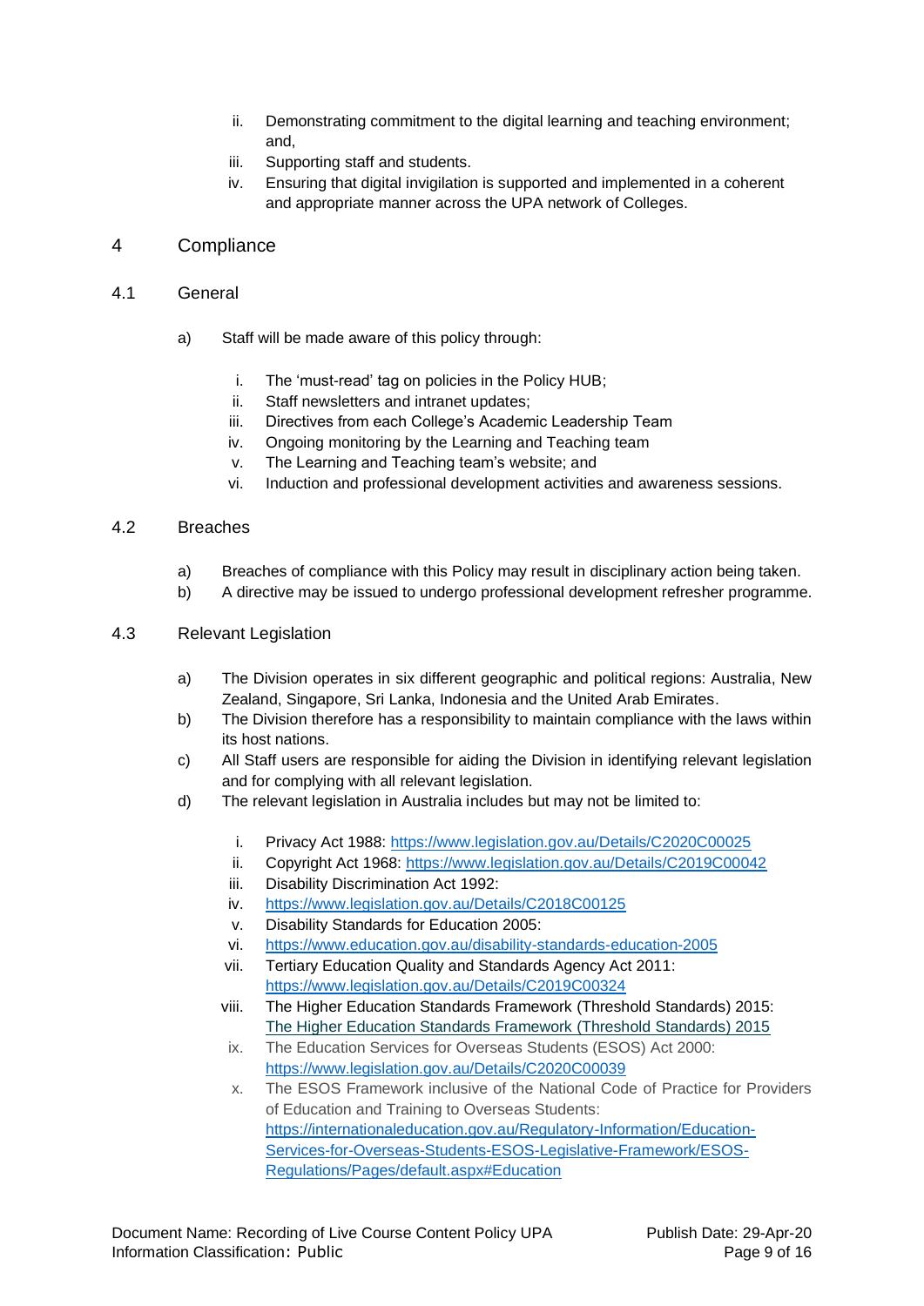ii. Demonstrating commitment to the digital learning and teaching environment; and,
iii. Supporting staff and students.
iv. Ensuring that digital invigilation is supported and implemented in a coherent and appropriate manner across the UPA network of Colleges.

## 4 Compliance

### 4.1 General

a) Staff will be made aware of this policy through:

i. The 'must-read' tag on policies in the Policy HUB;
ii. Staff newsletters and intranet updates;
iii. Directives from each College's Academic Leadership Team
iv. Ongoing monitoring by the Learning and Teaching team
v. The Learning and Teaching team's website; and
vi. Induction and professional development activities and awareness sessions.

### 4.2 Breaches

a) Breaches of compliance with this Policy may result in disciplinary action being taken.
b) A directive may be issued to undergo professional development refresher programme.

### 4.3 Relevant Legislation

a) The Division operates in six different geographic and political regions: Australia, New Zealand, Singapore, Sri Lanka, Indonesia and the United Arab Emirates.
b) The Division therefore has a responsibility to maintain compliance with the laws within its host nations.
c) All Staff users are responsible for aiding the Division in identifying relevant legislation and for complying with all relevant legislation.
d) The relevant legislation in Australia includes but may not be limited to:

i. Privacy Act 1988: https://www.legislation.gov.au/Details/C2020C00025
ii. Copyright Act 1968: https://www.legislation.gov.au/Details/C2019C00042
iii. Disability Discrimination Act 1992:
iv. https://www.legislation.gov.au/Details/C2018C00125
v. Disability Standards for Education 2005:
vi. https://www.education.gov.au/disability-standards-education-2005
vii. Tertiary Education Quality and Standards Agency Act 2011: https://www.legislation.gov.au/Details/C2019C00324
viii. The Higher Education Standards Framework (Threshold Standards) 2015: The Higher Education Standards Framework (Threshold Standards) 2015
ix. The Education Services for Overseas Students (ESOS) Act 2000: https://www.legislation.gov.au/Details/C2020C00039
x. The ESOS Framework inclusive of the National Code of Practice for Providers of Education and Training to Overseas Students: https://internationaleducation.gov.au/Regulatory-Information/Education-Services-for-Overseas-Students-ESOS-Legislative-Framework/ESOS-Regulations/Pages/default.aspx#Education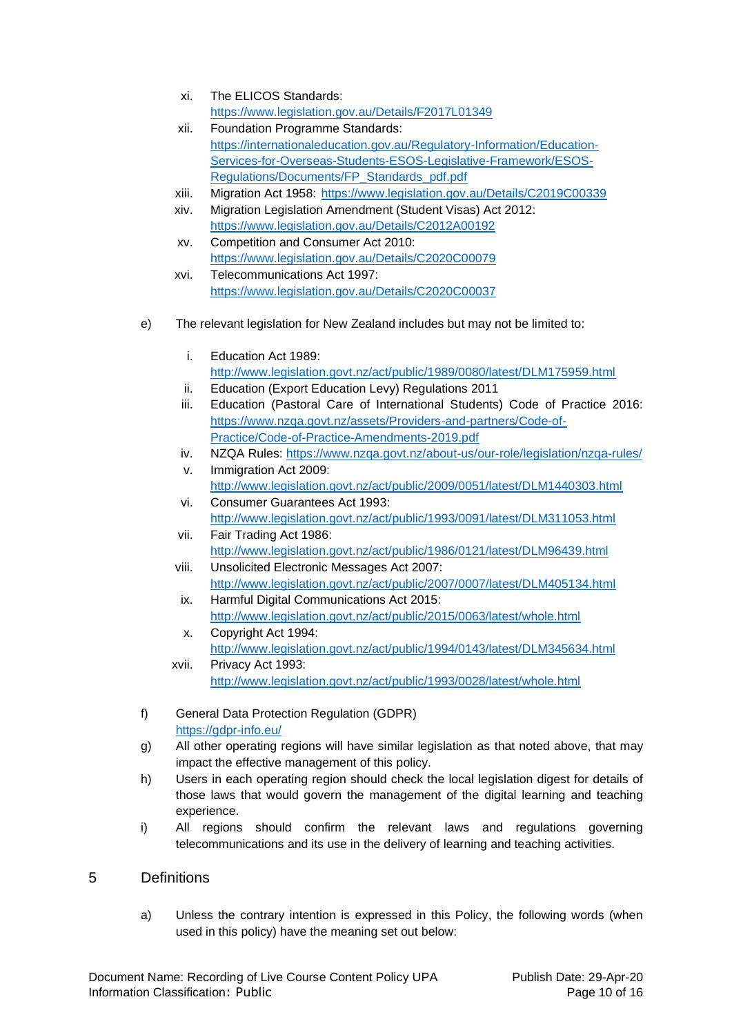xi. The ELICOS Standards: https://www.legislation.gov.au/Details/F2017L01349
xii. Foundation Programme Standards: https://internationaleducation.gov.au/Regulatory-Information/Education-Services-for-Overseas-Students-ESOS-Legislative-Framework/ESOS-Regulations/Documents/FP_Standards_pdf.pdf
xiii. Migration Act 1958: https://www.legislation.gov.au/Details/C2019C00339
xiv. Migration Legislation Amendment (Student Visas) Act 2012: https://www.legislation.gov.au/Details/C2012A00192
xv. Competition and Consumer Act 2010: https://www.legislation.gov.au/Details/C2020C00079
xvi. Telecommunications Act 1997: https://www.legislation.gov.au/Details/C2020C00037

e) The relevant legislation for New Zealand includes but may not be limited to:

i. Education Act 1989: http://www.legislation.govt.nz/act/public/1989/0080/latest/DLM175959.html
ii. Education (Export Education Levy) Regulations 2011
iii. Education (Pastoral Care of International Students) Code of Practice 2016: https://www.nzqa.govt.nz/assets/Providers-and-partners/Code-of-Practice/Code-of-Practice-Amendments-2019.pdf
iv. NZQA Rules: https://www.nzqa.govt.nz/about-us/our-role/legislation/nzqa-rules/
v. Immigration Act 2009: http://www.legislation.govt.nz/act/public/2009/0051/latest/DLM1440303.html
vi. Consumer Guarantees Act 1993: http://www.legislation.govt.nz/act/public/1993/0091/latest/DLM311053.html
vii. Fair Trading Act 1986: http://www.legislation.govt.nz/act/public/1986/0121/latest/DLM96439.html
viii. Unsolicited Electronic Messages Act 2007: http://www.legislation.govt.nz/act/public/2007/0007/latest/DLM405134.html
ix. Harmful Digital Communications Act 2015: http://www.legislation.govt.nz/act/public/2015/0063/latest/whole.html
x. Copyright Act 1994: http://www.legislation.govt.nz/act/public/1994/0143/latest/DLM345634.html
xvii. Privacy Act 1993: http://www.legislation.govt.nz/act/public/1993/0028/latest/whole.html

f) General Data Protection Regulation (GDPR) https://gdpr-info.eu/

g) All other operating regions will have similar legislation as that noted above, that may impact the effective management of this policy.

h) Users in each operating region should check the local legislation digest for details of those laws that would govern the management of the digital learning and teaching experience.

i) All regions should confirm the relevant laws and regulations governing telecommunications and its use in the delivery of learning and teaching activities.

## 5 Definitions

a) Unless the contrary intention is expressed in this Policy, the following words (when used in this policy) have the meaning set out below: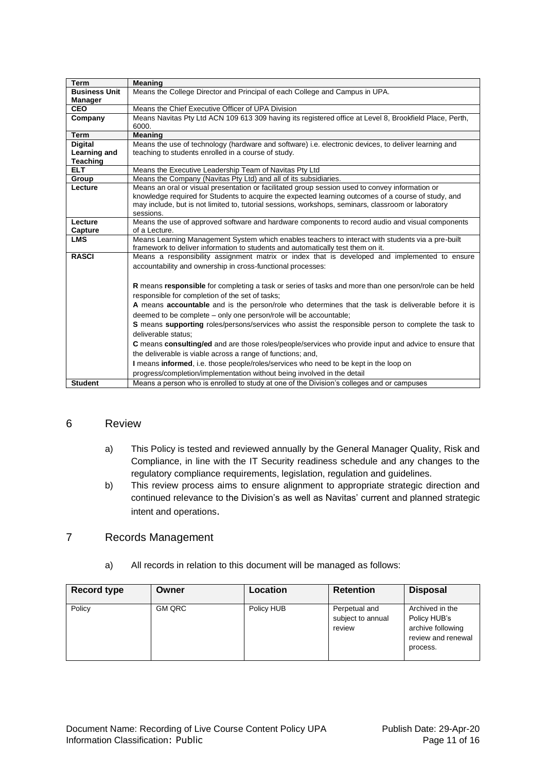| Term | Meaning |
|---|---|
| **Business Unit Manager** | Means the College Director and Principal of each College and Campus in UPA. |
| **CEO** | Means the Chief Executive Officer of UPA Division |
| **Company** | Means Navitas Pty Ltd ACN 109 613 309 having its registered office at Level 8, Brookfield Place, Perth, 6000. |
| **Term** | **Meaning** |
| **Digital Learning and Teaching** | Means the use of technology (hardware and software) i.e. electronic devices, to deliver learning and teaching to students enrolled in a course of study. |
| **ELT** | Means the Executive Leadership Team of Navitas Pty Ltd |
| **Group** | Means the Company (Navitas Pty Ltd) and all of its subsidiaries. |
| **Lecture** | Means an oral or visual presentation or facilitated group session used to convey information or knowledge required for Students to acquire the expected learning outcomes of a course of study, and may include, but is not limited to, tutorial sessions, workshops, seminars, classroom or laboratory sessions. |
| **Lecture Capture** | Means the use of approved software and hardware components to record audio and visual components of a Lecture. |
| **LMS** | Means Learning Management System which enables teachers to interact with students via a pre-built framework to deliver information to students and automatically test them on it. |
| **RASCI** | Means a responsibility assignment matrix or index that is developed and implemented to ensure accountability and ownership in cross-functional processes:<br><br>**R** means **responsible** for completing a task or series of tasks and more than one person/role can be held responsible for completion of the set of tasks;<br>**A** means **accountable** and is the person/role who determines that the task is deliverable before it is deemed to be complete – only one person/role will be accountable;<br>**S** means **supporting** roles/persons/services who assist the responsible person to complete the task to deliverable status;<br>**C** means **consulting/ed** and are those roles/people/services who provide input and advice to ensure that the deliverable is viable across a range of functions; and,<br>**I** means **informed**, i.e. those people/roles/services who need to be kept in the loop on progress/completion/implementation without being involved in the detail |
| **Student** | Means a person who is enrolled to study at one of the Division's colleges and or campuses |

## 6 Review

a) This Policy is tested and reviewed annually by the General Manager Quality, Risk and Compliance, in line with the IT Security readiness schedule and any changes to the regulatory compliance requirements, legislation, regulation and guidelines.

b) This review process aims to ensure alignment to appropriate strategic direction and continued relevance to the Division's as well as Navitas' current and planned strategic intent and operations.

## 7 Records Management

a) All records in relation to this document will be managed as follows:

| Record type | Owner | Location | Retention | Disposal |
|---|---|---|---|---|
| Policy | GM QRC | Policy HUB | Perpetual and subject to annual review | Archived in the Policy HUB's archive following review and renewal process. |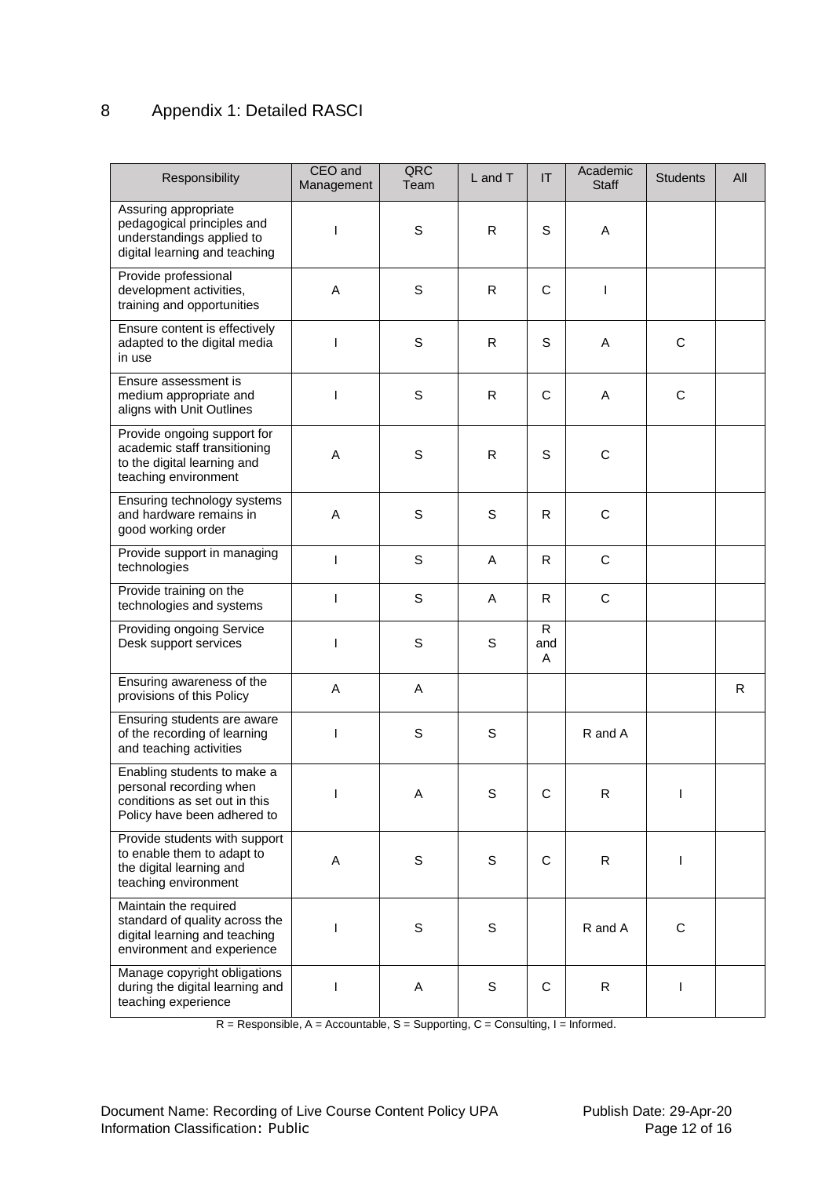## 8 Appendix 1: Detailed RASCI

| Responsibility | CEO and Management | QRC Team | L and T | IT | Academic Staff | Students | All |
|---|---|---|---|---|---|---|---|
| Assuring appropriate pedagogical principles and understandings applied to digital learning and teaching | I | S | R | S | A | | |
| Provide professional development activities, training and opportunities | A | S | R | C | I | | |
| Ensure content is effectively adapted to the digital media in use | I | S | R | S | A | C | |
| Ensure assessment is medium appropriate and aligns with Unit Outlines | I | S | R | C | A | C | |
| Provide ongoing support for academic staff transitioning to the digital learning and teaching environment | A | S | R | S | C | | |
| Ensuring technology systems and hardware remains in good working order | A | S | S | R | C | | |
| Provide support in managing technologies | I | S | A | R | C | | |
| Provide training on the technologies and systems | I | S | A | R | C | | |
| Providing ongoing Service Desk support services | I | S | S | R and A | | | |
| Ensuring awareness of the provisions of this Policy | A | A | | | | | R |
| Ensuring students are aware of the recording of learning and teaching activities | I | S | S | | R and A | | |
| Enabling students to make a personal recording when conditions as set out in this Policy have been adhered to | I | A | S | C | R | I | |
| Provide students with support to enable them to adapt to the digital learning and teaching environment | A | S | S | C | R | I | |
| Maintain the required standard of quality across the digital learning and teaching environment and experience | I | S | S | | R and A | C | |
| Manage copyright obligations during the digital learning and teaching experience | I | A | S | C | R | I | |

R = Responsible, A = Accountable, S = Supporting, C = Consulting, I = Informed.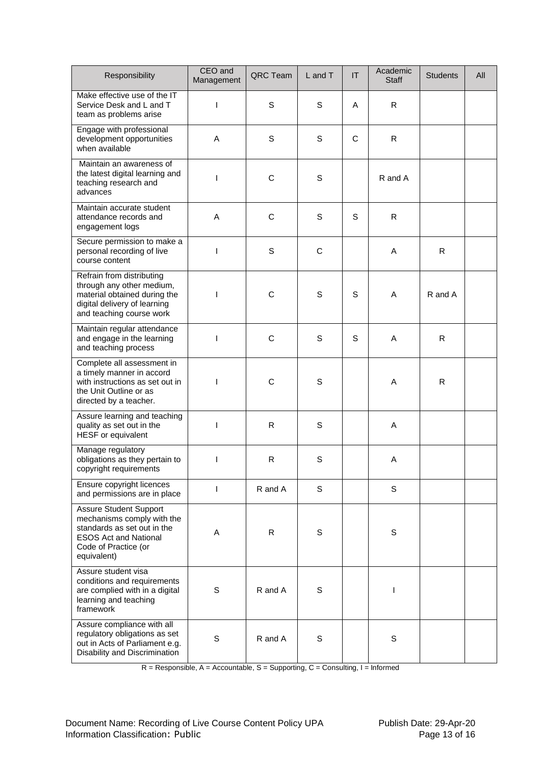| Responsibility | CEO and Management | QRC Team | L and T | IT | Academic Staff | Students | All |
|---|---|---|---|---|---|---|---|
| Make effective use of the IT Service Desk and L and T team as problems arise | I | S | S | A | R | | |
| Engage with professional development opportunities when available | A | S | S | C | R | | |
| Maintain an awareness of the latest digital learning and teaching research and advances | I | C | S | | R and A | | |
| Maintain accurate student attendance records and engagement logs | A | C | S | S | R | | |
| Secure permission to make a personal recording of live course content | I | S | C | | A | R | |
| Refrain from distributing through any other medium, material obtained during the digital delivery of learning and teaching course work | I | C | S | S | A | R and A | |
| Maintain regular attendance and engage in the learning and teaching process | I | C | S | S | A | R | |
| Complete all assessment in a timely manner in accord with instructions as set out in the Unit Outline or as directed by a teacher. | I | C | S | | A | R | |
| Assure learning and teaching quality as set out in the HESF or equivalent | I | R | S | | A | | |
| Manage regulatory obligations as they pertain to copyright requirements | I | R | S | | A | | |
| Ensure copyright licences and permissions are in place | I | R and A | S | | S | | |
| Assure Student Support mechanisms comply with the standards as set out in the ESOS Act and National Code of Practice (or equivalent) | A | R | S | | S | | |
| Assure student visa conditions and requirements are complied with in a digital learning and teaching framework | S | R and A | S | | I | | |
| Assure compliance with all regulatory obligations as set out in Acts of Parliament e.g. Disability and Discrimination | S | R and A | S | | S | | |

R = Responsible, A = Accountable, S = Supporting, C = Consulting, I = Informed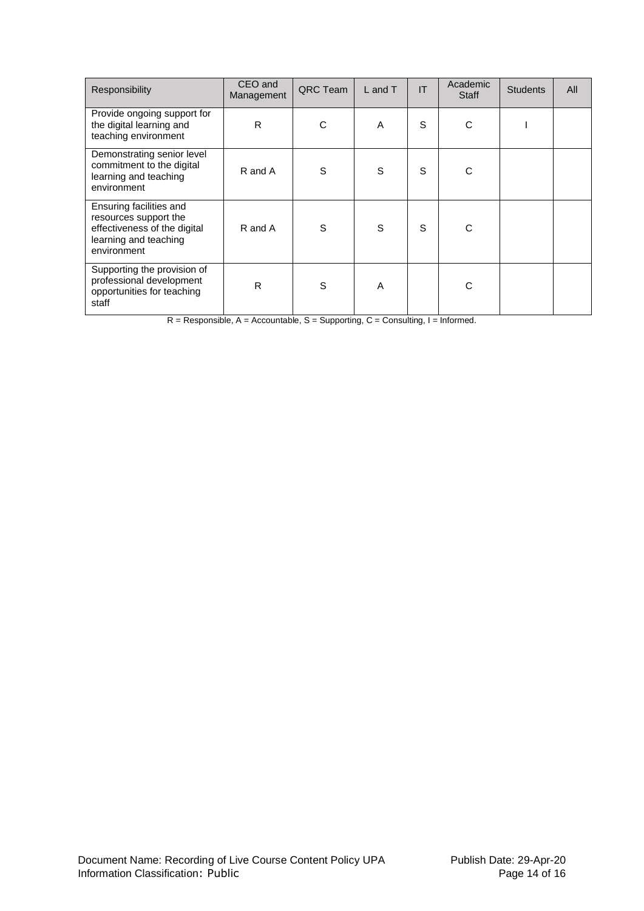| Responsibility | CEO and Management | QRC Team | L and T | IT | Academic Staff | Students | All |
|---|---|---|---|---|---|---|---|
| Provide ongoing support for the digital learning and teaching environment | R | C | A | S | C | I | |
| Demonstrating senior level commitment to the digital learning and teaching environment | R and A | S | S | S | C | | |
| Ensuring facilities and resources support the effectiveness of the digital learning and teaching environment | R and A | S | S | S | C | | |
| Supporting the provision of professional development opportunities for teaching staff | R | S | A | | C | | |

R = Responsible, A = Accountable, S = Supporting, C = Consulting, I = Informed.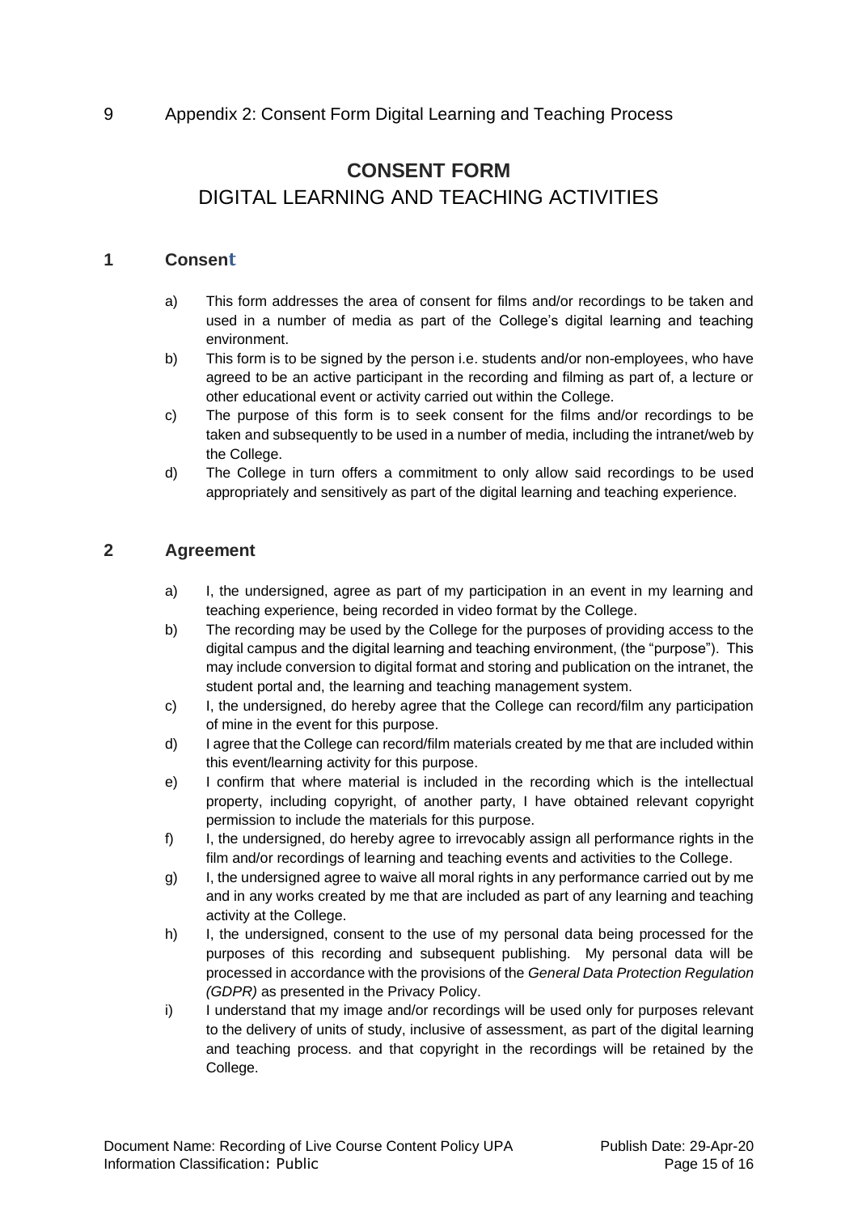# 9 Appendix 2: Consent Form Digital Learning and Teaching Process

## CONSENT FORM
## DIGITAL LEARNING AND TEACHING ACTIVITIES

### 1 Consent

a) This form addresses the area of consent for films and/or recordings to be taken and used in a number of media as part of the College's digital learning and teaching environment.

b) This form is to be signed by the person i.e. students and/or non-employees, who have agreed to be an active participant in the recording and filming as part of, a lecture or other educational event or activity carried out within the College.

c) The purpose of this form is to seek consent for the films and/or recordings to be taken and subsequently to be used in a number of media, including the intranet/web by the College.

d) The College in turn offers a commitment to only allow said recordings to be used appropriately and sensitively as part of the digital learning and teaching experience.

### 2 Agreement

a) I, the undersigned, agree as part of my participation in an event in my learning and teaching experience, being recorded in video format by the College.

b) The recording may be used by the College for the purposes of providing access to the digital campus and the digital learning and teaching environment, (the "purpose"). This may include conversion to digital format and storing and publication on the intranet, the student portal and, the learning and teaching management system.

c) I, the undersigned, do hereby agree that the College can record/film any participation of mine in the event for this purpose.

d) I agree that the College can record/film materials created by me that are included within this event/learning activity for this purpose.

e) I confirm that where material is included in the recording which is the intellectual property, including copyright, of another party, I have obtained relevant copyright permission to include the materials for this purpose.

f) I, the undersigned, do hereby agree to irrevocably assign all performance rights in the film and/or recordings of learning and teaching events and activities to the College.

g) I, the undersigned agree to waive all moral rights in any performance carried out by me and in any works created by me that are included as part of any learning and teaching activity at the College.

h) I, the undersigned, consent to the use of my personal data being processed for the purposes of this recording and subsequent publishing. My personal data will be processed in accordance with the provisions of the *General Data Protection Regulation (GDPR)* as presented in the Privacy Policy.

i) I understand that my image and/or recordings will be used only for purposes relevant to the delivery of units of study, inclusive of assessment, as part of the digital learning and teaching process. and that copyright in the recordings will be retained by the College.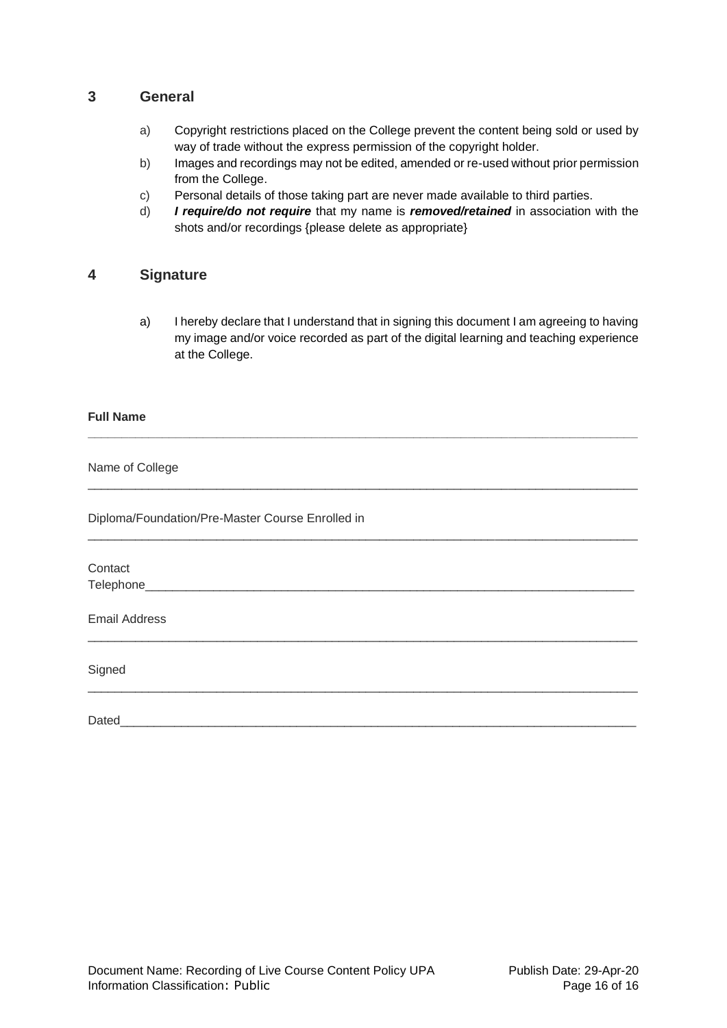## 3 General

a) Copyright restrictions placed on the College prevent the content being sold or used by way of trade without the express permission of the copyright holder.

b) Images and recordings may not be edited, amended or re-used without prior permission from the College.

c) Personal details of those taking part are never made available to third parties.

d) ***I require/do not require*** that my name is ***removed/retained*** in association with the shots and/or recordings {please delete as appropriate}

## 4 Signature

a) I hereby declare that I understand that in signing this document I am agreeing to having my image and/or voice recorded as part of the digital learning and teaching experience at the College.

**Full Name**

___________________________________________________________________________

Name of College

___________________________________________________________________________

Diploma/Foundation/Pre-Master Course Enrolled in

___________________________________________________________________________

Contact Telephone___________________________________________________________________

Email Address

___________________________________________________________________________

Signed

___________________________________________________________________________

Dated______________________________________________________________________

Document Name: Recording of Live Course Content Policy UPA
Information Classification: Public

Publish Date: 29-Apr-20